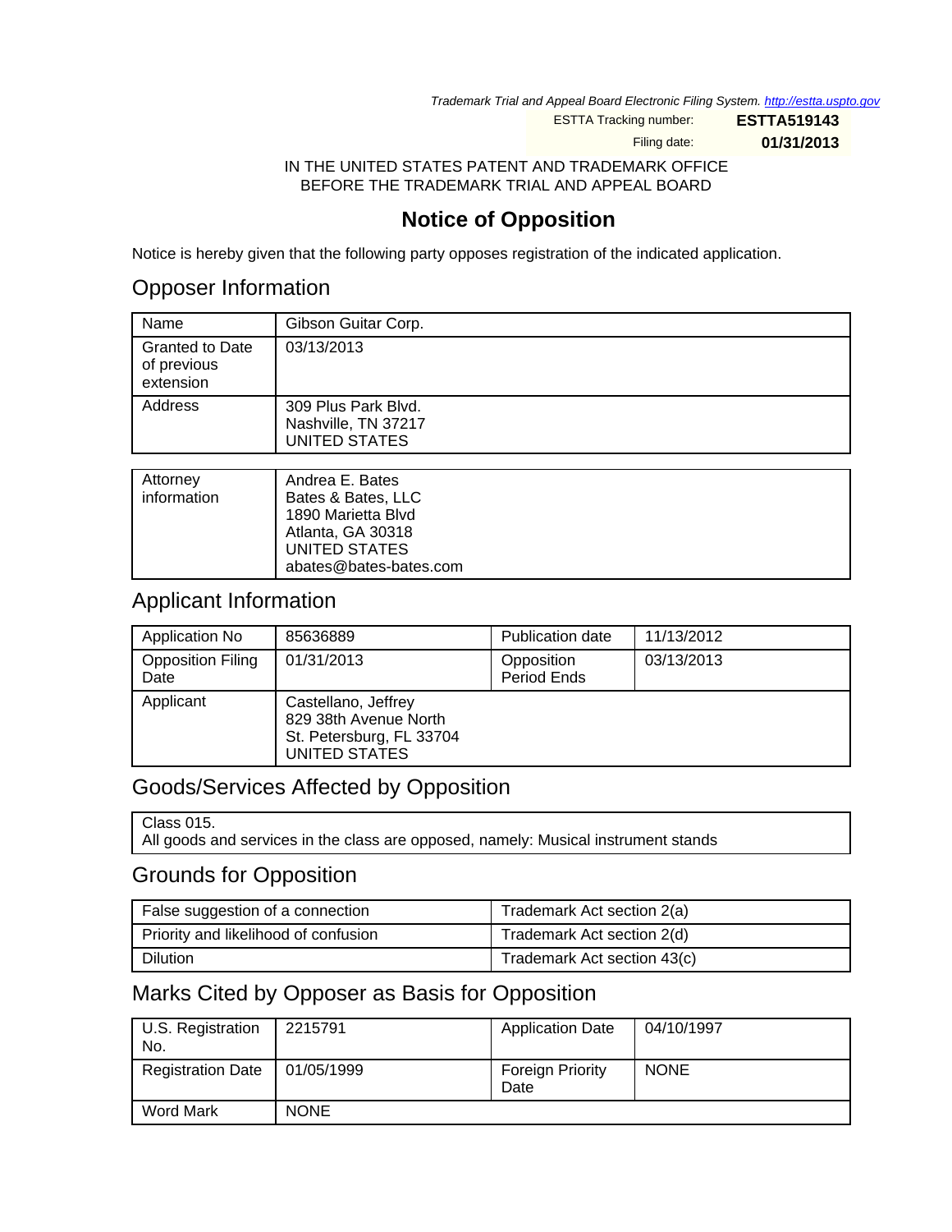*Trademark Trial and Appeal Board Electronic Filing System. http://estta.uspto.gov*

ESTTA Tracking number: **ESTTA519143**

Filing date: **01/31/2013**

IN THE UNITED STATES PATENT AND TRADEMARK OFFICE
BEFORE THE TRADEMARK TRIAL AND APPEAL BOARD

# Notice of Opposition

Notice is hereby given that the following party opposes registration of the indicated application.

## Opposer Information

| | |
|---|---|
| Name | Gibson Guitar Corp. |
| Granted to Date of previous extension | 03/13/2013 |
| Address | 309 Plus Park Blvd.<br>Nashville, TN 37217<br>UNITED STATES |

| | |
|---|---|
| Attorney information | Andrea E. Bates<br>Bates & Bates, LLC<br>1890 Marietta Blvd<br>Atlanta, GA 30318<br>UNITED STATES<br>abates@bates-bates.com |

## Applicant Information

| | | | |
|---|---|---|---|
| Application No | 85636889 | Publication date | 11/13/2012 |
| Opposition Filing Date | 01/31/2013 | Opposition Period Ends | 03/13/2013 |
| Applicant | Castellano, Jeffrey<br>829 38th Avenue North<br>St. Petersburg, FL 33704<br>UNITED STATES | | |

## Goods/Services Affected by Opposition

Class 015.
All goods and services in the class are opposed, namely: Musical instrument stands

## Grounds for Opposition

| | |
|---|---|
| False suggestion of a connection | Trademark Act section 2(a) |
| Priority and likelihood of confusion | Trademark Act section 2(d) |
| Dilution | Trademark Act section 43(c) |

## Marks Cited by Opposer as Basis for Opposition

| | | | |
|---|---|---|---|
| U.S. Registration No. | 2215791 | Application Date | 04/10/1997 |
| Registration Date | 01/05/1999 | Foreign Priority Date | NONE |
| Word Mark | NONE | | |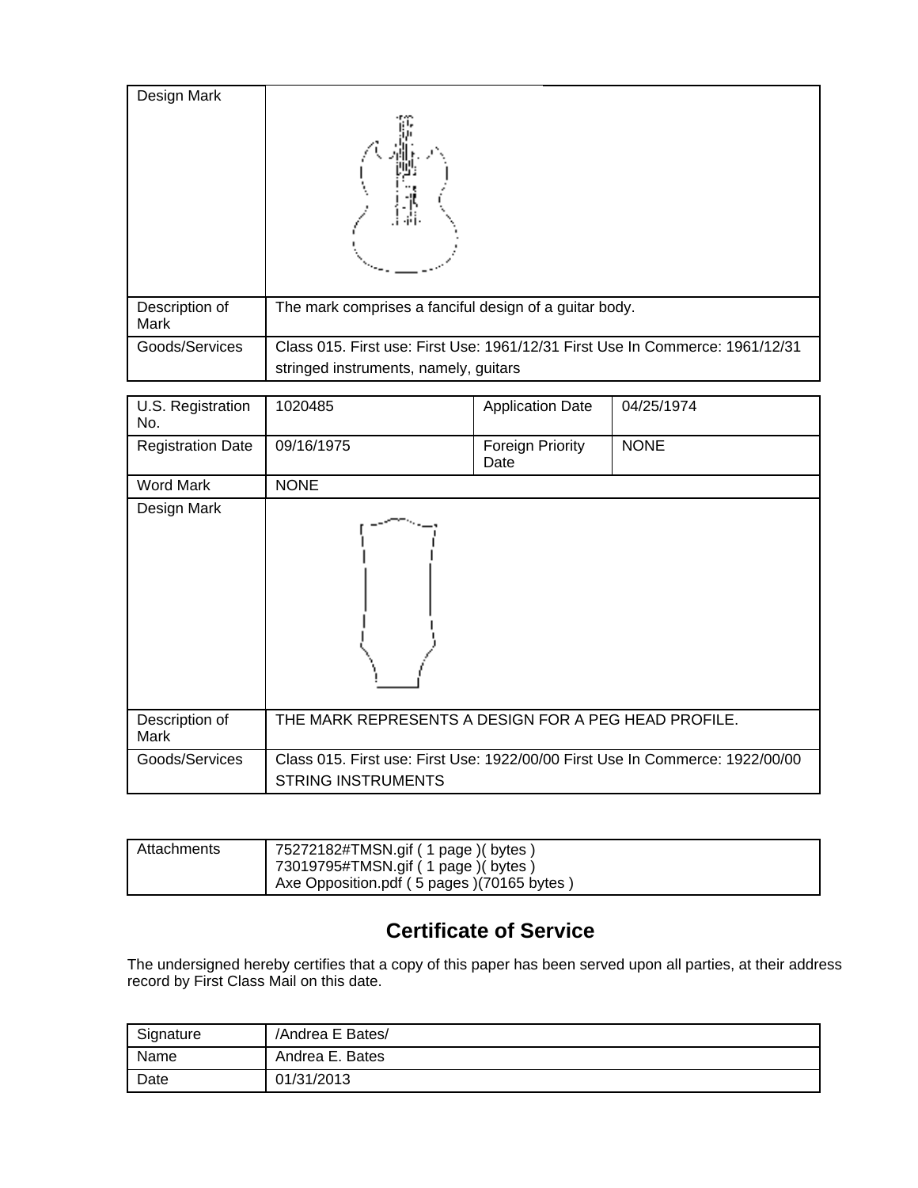| Design Mark | |
| --- | --- |
| Description of Mark | The mark comprises a fanciful design of a guitar body. |
| Goods/Services | Class 015. First use: First Use: 1961/12/31 First Use In Commerce: 1961/12/31<br>stringed instruments, namely, guitars |

| U.S. Registration No. | 1020485 | Application Date | 04/25/1974 |
| --- | --- | --- | --- |
| Registration Date | 09/16/1975 | Foreign Priority Date | NONE |
| Word Mark | NONE | | |
| Design Mark | | | |
| Description of Mark | THE MARK REPRESENTS A DESIGN FOR A PEG HEAD PROFILE. | | |
| Goods/Services | Class 015. First use: First Use: 1922/00/00 First Use In Commerce: 1922/00/00<br>STRING INSTRUMENTS | | |

| Attachments | 75272182#TMSN.gif ( 1 page )( bytes )<br>73019795#TMSN.gif ( 1 page )( bytes )<br>Axe Opposition.pdf ( 5 pages )(70165 bytes ) |
| --- | --- |

## Certificate of Service

The undersigned hereby certifies that a copy of this paper has been served upon all parties, at their address record by First Class Mail on this date.

| Signature | /Andrea E Bates/ |
| --- | --- |
| Name | Andrea E. Bates |
| Date | 01/31/2013 |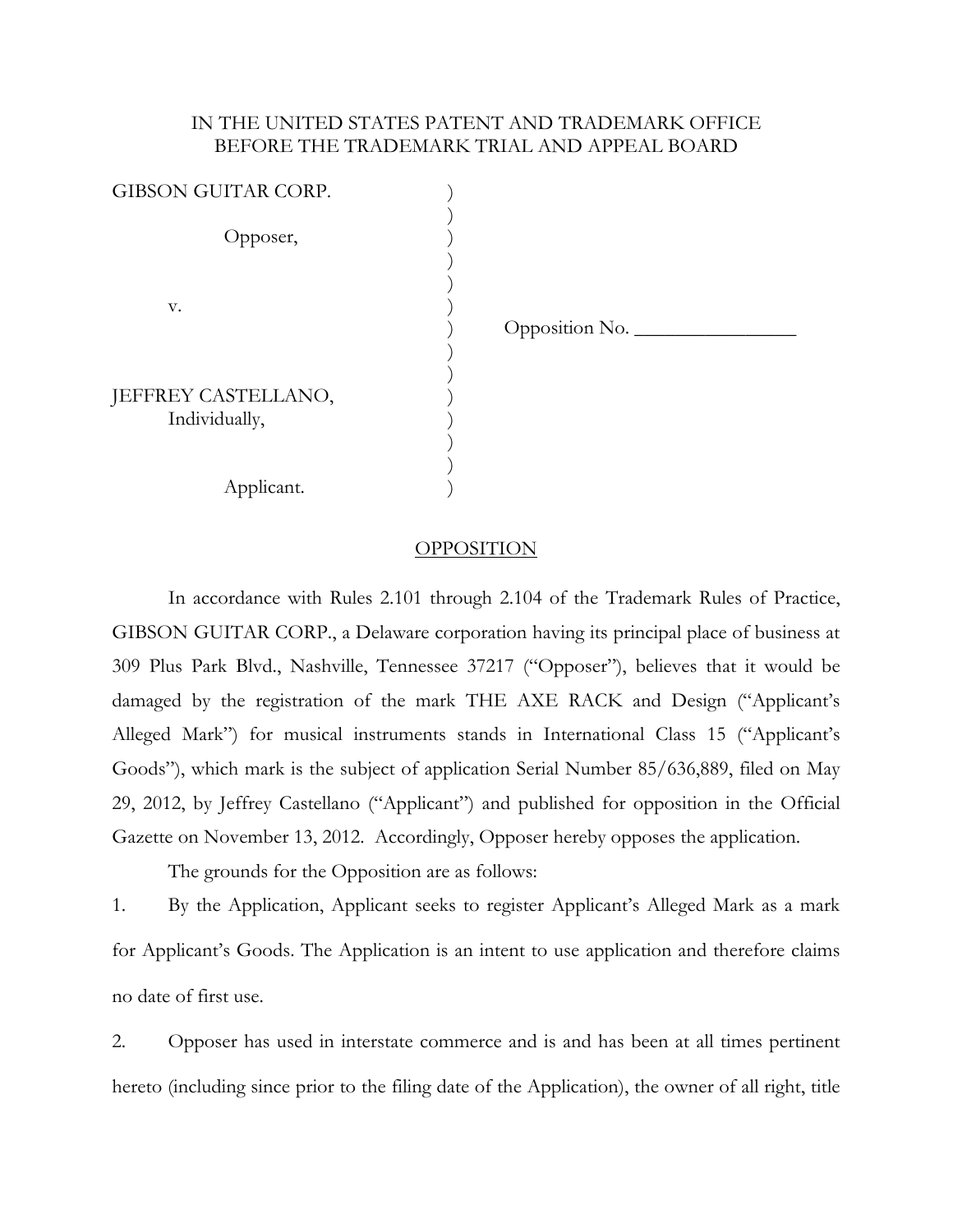IN THE UNITED STATES PATENT AND TRADEMARK OFFICE
BEFORE THE TRADEMARK TRIAL AND APPEAL BOARD

GIBSON GUITAR CORP.

Opposer,

v.

JEFFREY CASTELLANO,
Individually,

Applicant.

Opposition No. ________________

## OPPOSITION

In accordance with Rules 2.101 through 2.104 of the Trademark Rules of Practice, GIBSON GUITAR CORP., a Delaware corporation having its principal place of business at 309 Plus Park Blvd., Nashville, Tennessee 37217 ("Opposer"), believes that it would be damaged by the registration of the mark THE AXE RACK and Design ("Applicant's Alleged Mark") for musical instruments stands in International Class 15 ("Applicant's Goods"), which mark is the subject of application Serial Number 85/636,889, filed on May 29, 2012, by Jeffrey Castellano ("Applicant") and published for opposition in the Official Gazette on November 13, 2012. Accordingly, Opposer hereby opposes the application.

The grounds for the Opposition are as follows:

1. By the Application, Applicant seeks to register Applicant's Alleged Mark as a mark for Applicant's Goods. The Application is an intent to use application and therefore claims no date of first use.

2. Opposer has used in interstate commerce and is and has been at all times pertinent hereto (including since prior to the filing date of the Application), the owner of all right, title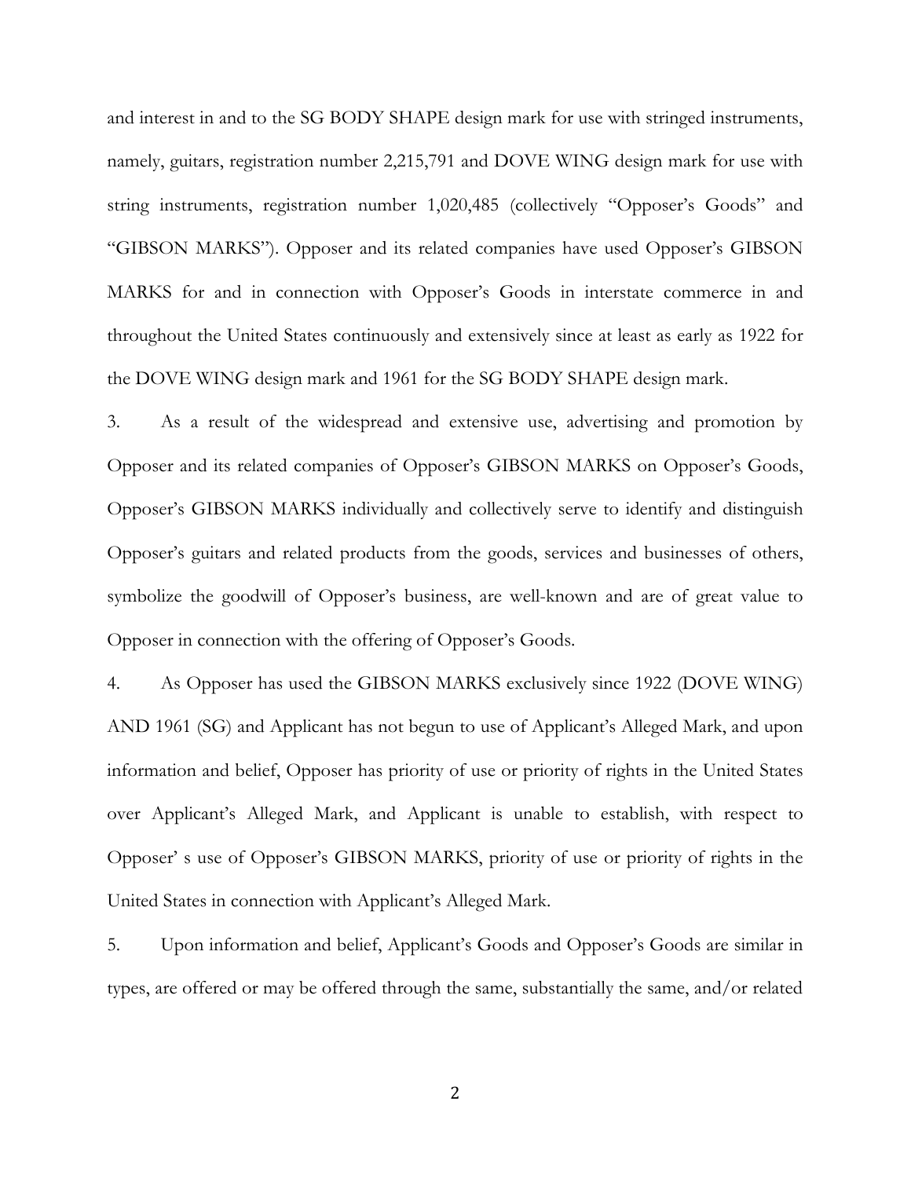and interest in and to the SG BODY SHAPE design mark for use with stringed instruments, namely, guitars, registration number 2,215,791 and DOVE WING design mark for use with string instruments, registration number 1,020,485 (collectively "Opposer's Goods" and "GIBSON MARKS"). Opposer and its related companies have used Opposer's GIBSON MARKS for and in connection with Opposer's Goods in interstate commerce in and throughout the United States continuously and extensively since at least as early as 1922 for the DOVE WING design mark and 1961 for the SG BODY SHAPE design mark.

3. As a result of the widespread and extensive use, advertising and promotion by Opposer and its related companies of Opposer's GIBSON MARKS on Opposer's Goods, Opposer's GIBSON MARKS individually and collectively serve to identify and distinguish Opposer's guitars and related products from the goods, services and businesses of others, symbolize the goodwill of Opposer's business, are well-known and are of great value to Opposer in connection with the offering of Opposer's Goods.

4. As Opposer has used the GIBSON MARKS exclusively since 1922 (DOVE WING) AND 1961 (SG) and Applicant has not begun to use of Applicant's Alleged Mark, and upon information and belief, Opposer has priority of use or priority of rights in the United States over Applicant's Alleged Mark, and Applicant is unable to establish, with respect to Opposer' s use of Opposer's GIBSON MARKS, priority of use or priority of rights in the United States in connection with Applicant's Alleged Mark.

5. Upon information and belief, Applicant's Goods and Opposer's Goods are similar in types, are offered or may be offered through the same, substantially the same, and/or related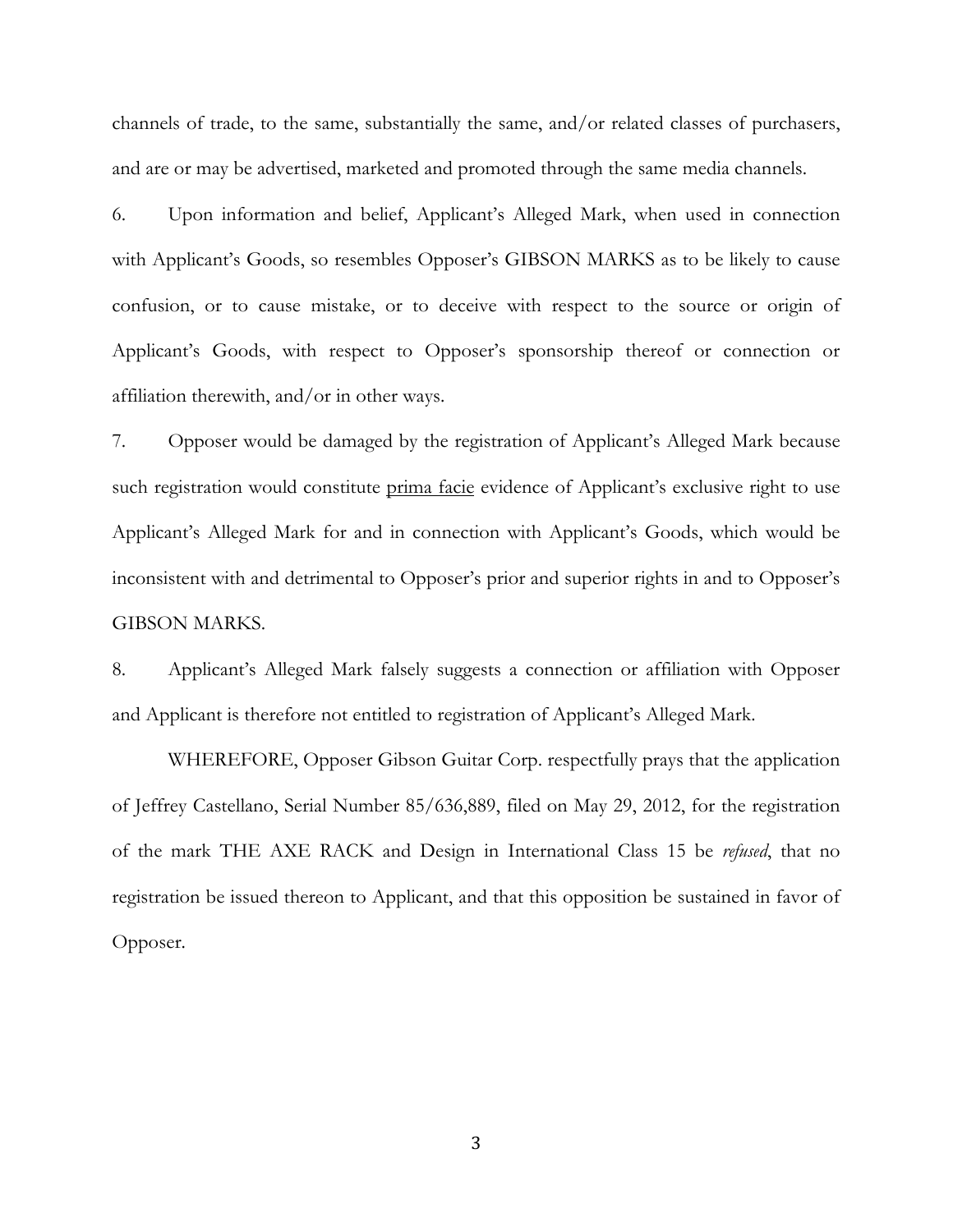channels of trade, to the same, substantially the same, and/or related classes of purchasers, and are or may be advertised, marketed and promoted through the same media channels.

6. Upon information and belief, Applicant's Alleged Mark, when used in connection with Applicant's Goods, so resembles Opposer's GIBSON MARKS as to be likely to cause confusion, or to cause mistake, or to deceive with respect to the source or origin of Applicant's Goods, with respect to Opposer's sponsorship thereof or connection or affiliation therewith, and/or in other ways.

7. Opposer would be damaged by the registration of Applicant's Alleged Mark because such registration would constitute prima facie evidence of Applicant's exclusive right to use Applicant's Alleged Mark for and in connection with Applicant's Goods, which would be inconsistent with and detrimental to Opposer's prior and superior rights in and to Opposer's GIBSON MARKS.

8. Applicant's Alleged Mark falsely suggests a connection or affiliation with Opposer and Applicant is therefore not entitled to registration of Applicant's Alleged Mark.

WHEREFORE, Opposer Gibson Guitar Corp. respectfully prays that the application of Jeffrey Castellano, Serial Number 85/636,889, filed on May 29, 2012, for the registration of the mark THE AXE RACK and Design in International Class 15 be *refused*, that no registration be issued thereon to Applicant, and that this opposition be sustained in favor of Opposer.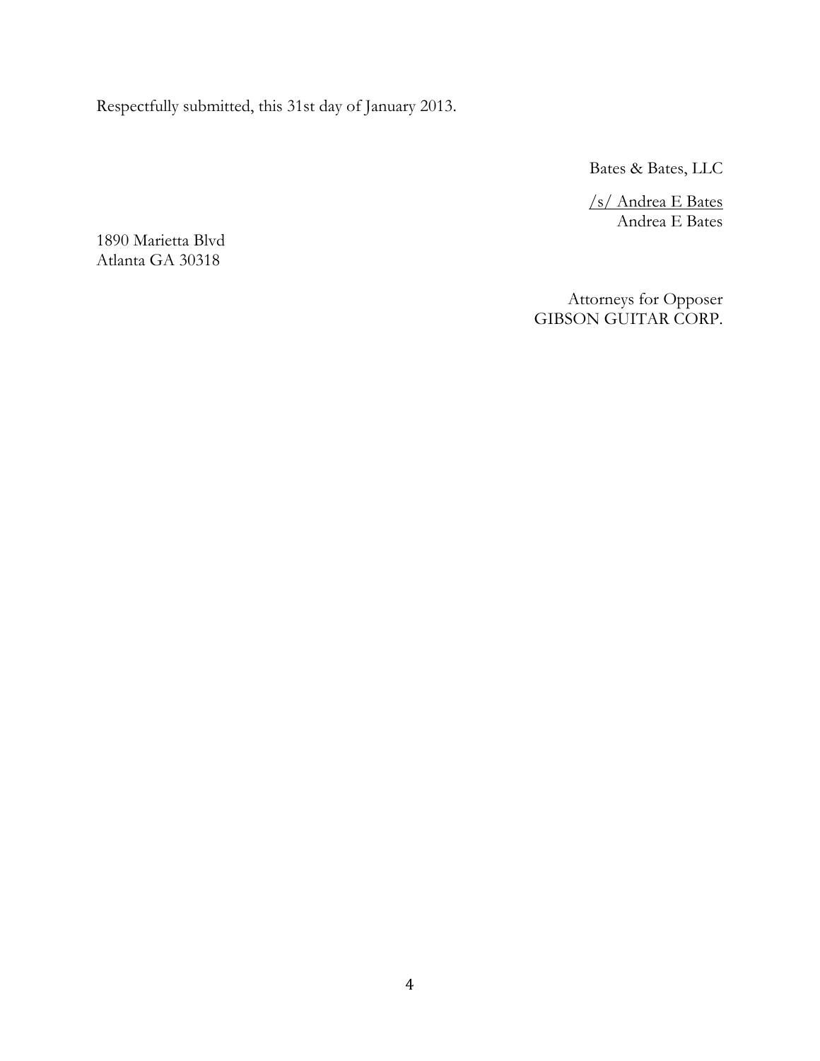Respectfully submitted, this 31st day of January 2013.

Bates & Bates, LLC

/s/ Andrea E Bates
Andrea E Bates

1890 Marietta Blvd
Atlanta GA 30318

Attorneys for Opposer
GIBSON GUITAR CORP.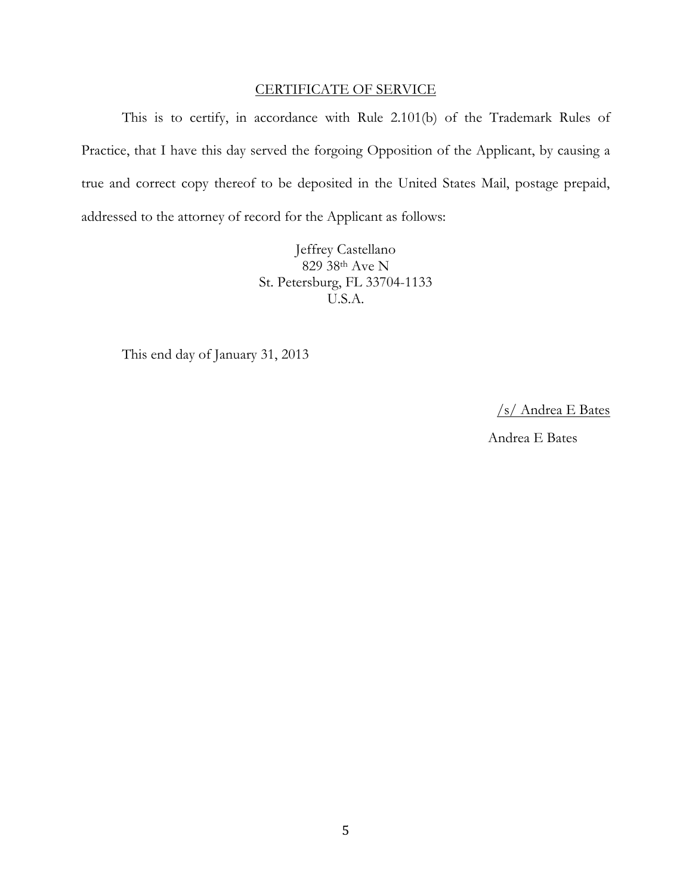CERTIFICATE OF SERVICE

This is to certify, in accordance with Rule 2.101(b) of the Trademark Rules of Practice, that I have this day served the forgoing Opposition of the Applicant, by causing a true and correct copy thereof to be deposited in the United States Mail, postage prepaid, addressed to the attorney of record for the Applicant as follows:

Jeffrey Castellano
829 38th Ave N
St. Petersburg, FL 33704-1133
U.S.A.

This end day of January 31, 2013

/s/ Andrea E Bates

Andrea E Bates